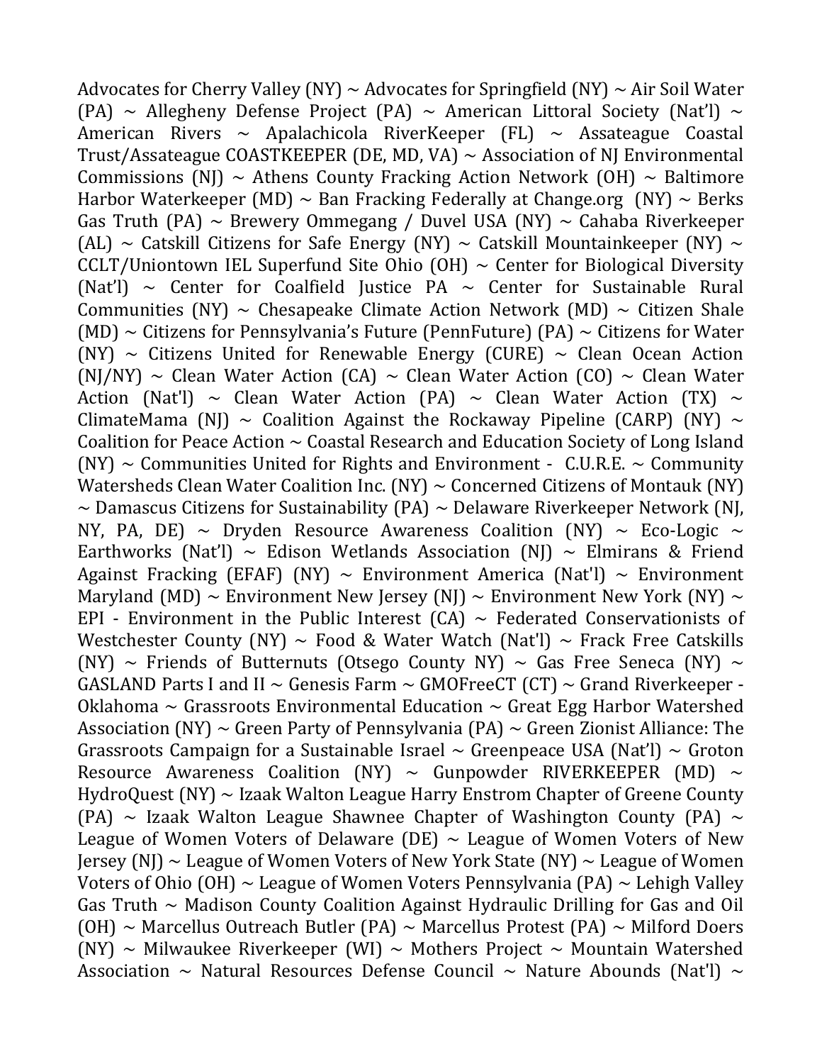Advocates for Cherry Valley (NY) ~ Advocates for Springfield (NY) ~ Air Soil Water (PA) ~ Allegheny Defense Project (PA) ~ American Littoral Society (Nat'l) ~ American Rivers ~ Apalachicola RiverKeeper (FL) ~ Assateague Coastal Trust/Assateague COASTKEEPER (DE, MD, VA) ~ Association of NJ Environmental Commissions (NJ) ~ Athens County Fracking Action Network (OH) ~ Baltimore Harbor Waterkeeper (MD) ~ Ban Fracking Federally at Change.org (NY) ~ Berks Gas Truth (PA) ~ Brewery Ommegang / Duvel USA (NY) ~ Cahaba Riverkeeper (AL) ~ Catskill Citizens for Safe Energy (NY) ~ Catskill Mountainkeeper (NY) ~ CCLT/Uniontown IEL Superfund Site Ohio (OH) ~ Center for Biological Diversity (Nat'l) ~ Center for Coalfield Justice PA ~ Center for Sustainable Rural Communities (NY) ~ Chesapeake Climate Action Network (MD) ~ Citizen Shale (MD) ~ Citizens for Pennsylvania's Future (PennFuture) (PA) ~ Citizens for Water (NY) ~ Citizens United for Renewable Energy (CURE) ~ Clean Ocean Action (NJ/NY) ~ Clean Water Action (CA) ~ Clean Water Action (CO) ~ Clean Water Action (Nat'l) ~ Clean Water Action (PA) ~ Clean Water Action (TX) ~ ClimateMama (NJ) ~ Coalition Against the Rockaway Pipeline (CARP) (NY) ~ Coalition for Peace Action ~ Coastal Research and Education Society of Long Island (NY) ~ Communities United for Rights and Environment - C.U.R.E. ~ Community Watersheds Clean Water Coalition Inc. (NY) ~ Concerned Citizens of Montauk (NY) ~ Damascus Citizens for Sustainability (PA) ~ Delaware Riverkeeper Network (NJ, NY, PA, DE) ~ Dryden Resource Awareness Coalition (NY) ~ Eco-Logic ~ Earthworks (Nat'l) ~ Edison Wetlands Association (NJ) ~ Elmirans & Friend Against Fracking (EFAF) (NY) ~ Environment America (Nat'l) ~ Environment Maryland (MD) ~ Environment New Jersey (NJ) ~ Environment New York (NY) ~ EPI - Environment in the Public Interest (CA) ~ Federated Conservationists of Westchester County (NY) ~ Food & Water Watch (Nat'l) ~ Frack Free Catskills (NY) ~ Friends of Butternuts (Otsego County NY) ~ Gas Free Seneca (NY) ~ GASLAND Parts I and II ~ Genesis Farm ~ GMOFreeCT (CT) ~ Grand Riverkeeper - Oklahoma ~ Grassroots Environmental Education ~ Great Egg Harbor Watershed Association (NY) ~ Green Party of Pennsylvania (PA) ~ Green Zionist Alliance: The Grassroots Campaign for a Sustainable Israel ~ Greenpeace USA (Nat'l) ~ Groton Resource Awareness Coalition (NY) ~ Gunpowder RIVERKEEPER (MD) ~ HydroQuest (NY) ~ Izaak Walton League Harry Enstrom Chapter of Greene County (PA) ~ Izaak Walton League Shawnee Chapter of Washington County (PA) ~ League of Women Voters of Delaware (DE) ~ League of Women Voters of New Jersey (NJ) ~ League of Women Voters of New York State (NY) ~ League of Women Voters of Ohio (OH) ~ League of Women Voters Pennsylvania (PA) ~ Lehigh Valley Gas Truth ~ Madison County Coalition Against Hydraulic Drilling for Gas and Oil (OH) ~ Marcellus Outreach Butler (PA) ~ Marcellus Protest (PA) ~ Milford Doers (NY) ~ Milwaukee Riverkeeper (WI) ~ Mothers Project ~ Mountain Watershed Association ~ Natural Resources Defense Council ~ Nature Abounds (Nat'l) ~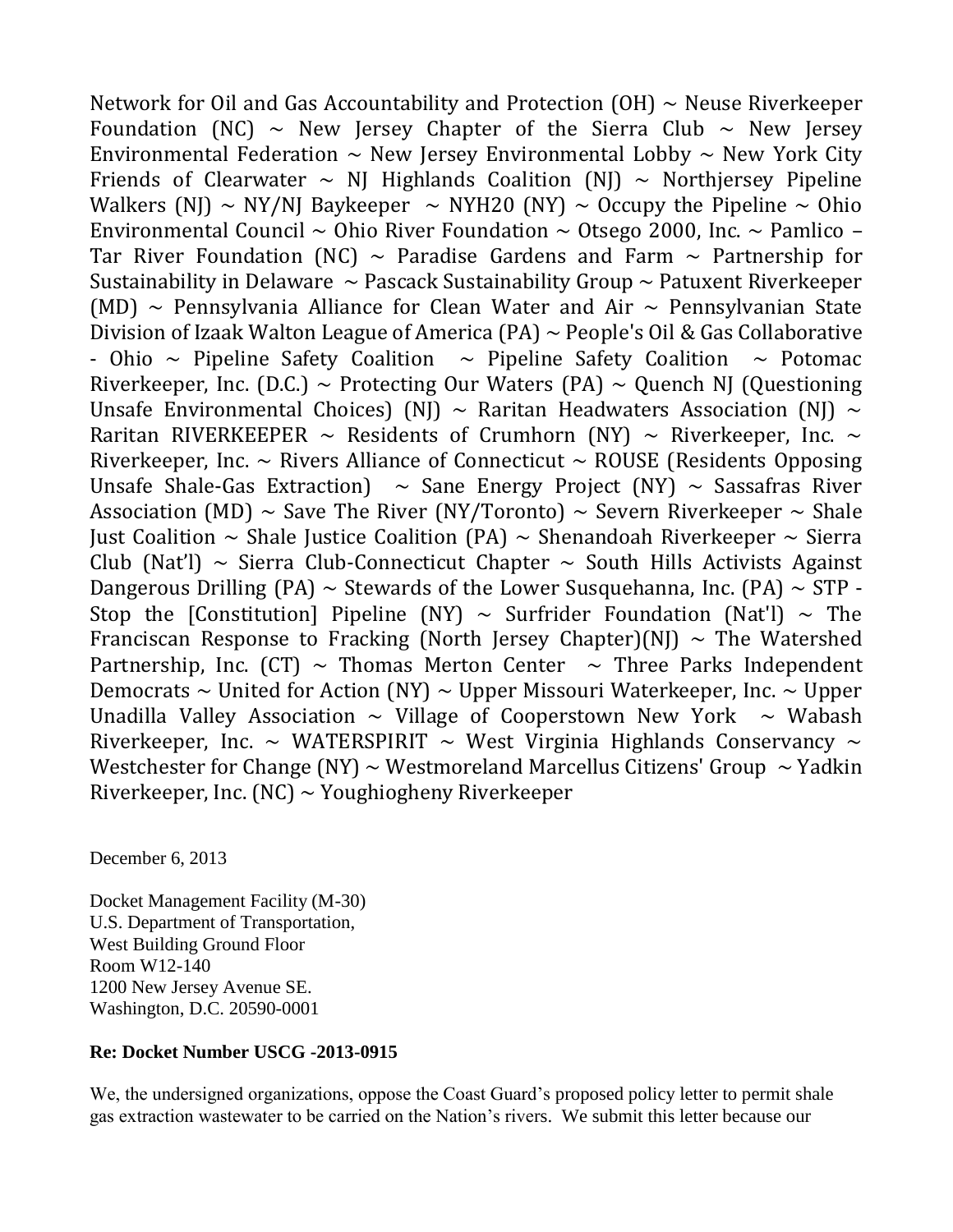Network for Oil and Gas Accountability and Protection (OH) ~ Neuse Riverkeeper Foundation (NC) ~ New Jersey Chapter of the Sierra Club ~ New Jersey Environmental Federation ~ New Jersey Environmental Lobby ~ New York City Friends of Clearwater ~ NJ Highlands Coalition (NJ) ~ Northjersey Pipeline Walkers (NJ) ~ NY/NJ Baykeeper ~ NYH20 (NY) ~ Occupy the Pipeline ~ Ohio Environmental Council ~ Ohio River Foundation ~ Otsego 2000, Inc. ~ Pamlico – Tar River Foundation (NC) ~ Paradise Gardens and Farm ~ Partnership for Sustainability in Delaware ~ Pascack Sustainability Group ~ Patuxent Riverkeeper (MD) ~ Pennsylvania Alliance for Clean Water and Air ~ Pennsylvanian State Division of Izaak Walton League of America (PA) ~ People's Oil & Gas Collaborative - Ohio ~ Pipeline Safety Coalition ~ Pipeline Safety Coalition ~ Potomac Riverkeeper, Inc. (D.C.) ~ Protecting Our Waters (PA) ~ Quench NJ (Questioning Unsafe Environmental Choices) (NJ) ~ Raritan Headwaters Association (NJ) ~ Raritan RIVERKEEPER ~ Residents of Crumhorn (NY) ~ Riverkeeper, Inc. ~ Riverkeeper, Inc. ~ Rivers Alliance of Connecticut ~ ROUSE (Residents Opposing Unsafe Shale-Gas Extraction) ~ Sane Energy Project (NY) ~ Sassafras River Association (MD) ~ Save The River (NY/Toronto) ~ Severn Riverkeeper ~ Shale Just Coalition ~ Shale Justice Coalition (PA) ~ Shenandoah Riverkeeper ~ Sierra Club (Nat'l) ~ Sierra Club-Connecticut Chapter ~ South Hills Activists Against Dangerous Drilling (PA) ~ Stewards of the Lower Susquehanna, Inc. (PA) ~ STP - Stop the [Constitution] Pipeline (NY) ~ Surfrider Foundation (Nat'l) ~ The Franciscan Response to Fracking (North Jersey Chapter)(NJ) ~ The Watershed Partnership, Inc. (CT) ~ Thomas Merton Center ~ Three Parks Independent Democrats ~ United for Action (NY) ~ Upper Missouri Waterkeeper, Inc. ~ Upper Unadilla Valley Association ~ Village of Cooperstown New York ~ Wabash Riverkeeper, Inc. ~ WATERSPIRIT ~ West Virginia Highlands Conservancy ~ Westchester for Change (NY) ~ Westmoreland Marcellus Citizens' Group ~ Yadkin Riverkeeper, Inc. (NC) ~ Youghiogheny Riverkeeper

December 6, 2013

Docket Management Facility (M-30)
U.S. Department of Transportation,
West Building Ground Floor
Room W12-140
1200 New Jersey Avenue SE.
Washington, D.C. 20590-0001

**Re: Docket Number USCG -2013-0915**

We, the undersigned organizations, oppose the Coast Guard's proposed policy letter to permit shale gas extraction wastewater to be carried on the Nation's rivers. We submit this letter because our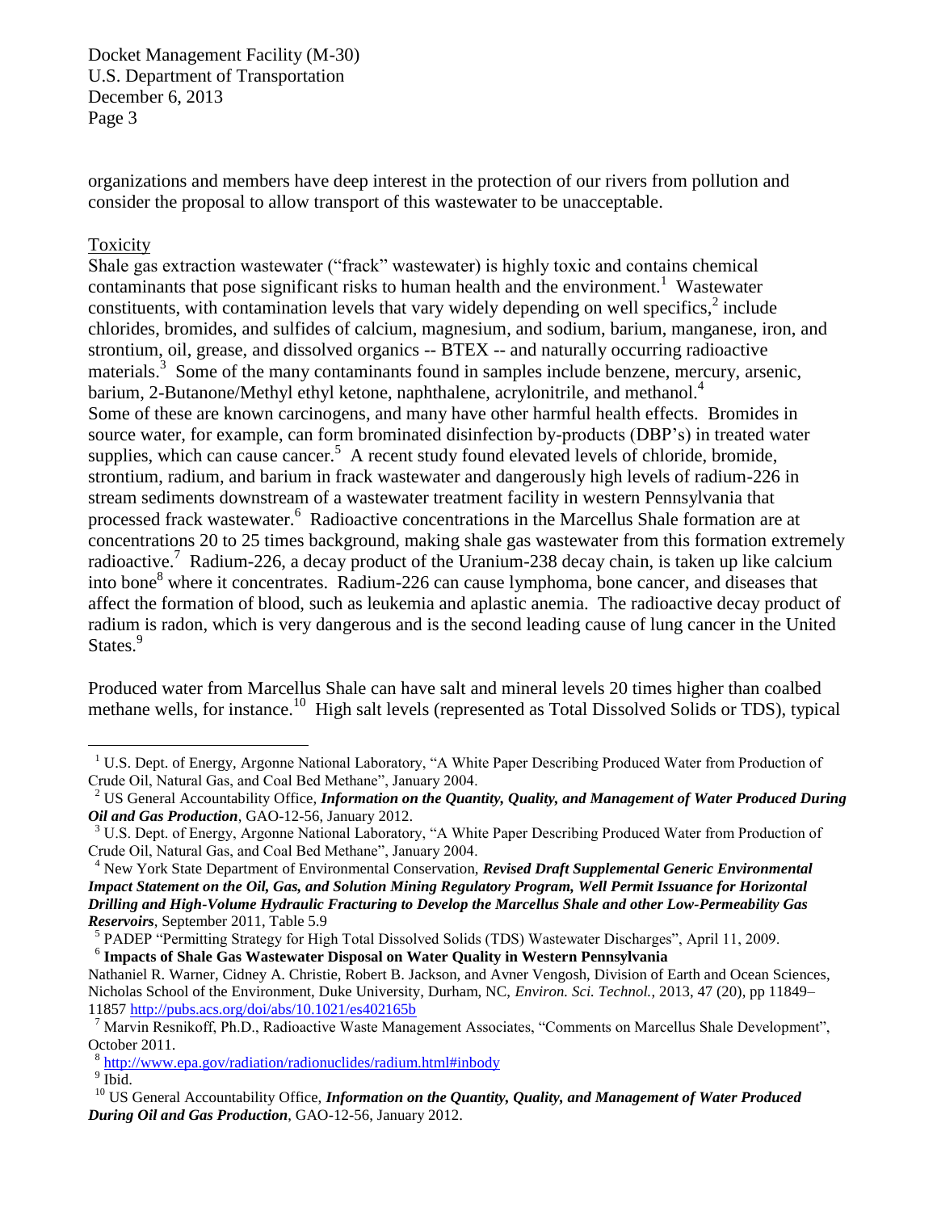organizations and members have deep interest in the protection of our rivers from pollution and consider the proposal to allow transport of this wastewater to be unacceptable.

## Toxicity

Shale gas extraction wastewater ("frack" wastewater) is highly toxic and contains chemical contaminants that pose significant risks to human health and the environment.[1] Wastewater constituents, with contamination levels that vary widely depending on well specifics,[2] include chlorides, bromides, and sulfides of calcium, magnesium, and sodium, barium, manganese, iron, and strontium, oil, grease, and dissolved organics -- BTEX -- and naturally occurring radioactive materials.[3] Some of the many contaminants found in samples include benzene, mercury, arsenic, barium, 2-Butanone/Methyl ethyl ketone, naphthalene, acrylonitrile, and methanol.[4] Some of these are known carcinogens, and many have other harmful health effects. Bromides in source water, for example, can form brominated disinfection by-products (DBP's) in treated water supplies, which can cause cancer.[5] A recent study found elevated levels of chloride, bromide, strontium, radium, and barium in frack wastewater and dangerously high levels of radium-226 in stream sediments downstream of a wastewater treatment facility in western Pennsylvania that processed frack wastewater.[6] Radioactive concentrations in the Marcellus Shale formation are at concentrations 20 to 25 times background, making shale gas wastewater from this formation extremely radioactive.[7] Radium-226, a decay product of the Uranium-238 decay chain, is taken up like calcium into bone[8] where it concentrates. Radium-226 can cause lymphoma, bone cancer, and diseases that affect the formation of blood, such as leukemia and aplastic anemia. The radioactive decay product of radium is radon, which is very dangerous and is the second leading cause of lung cancer in the United States.[9]

Produced water from Marcellus Shale can have salt and mineral levels 20 times higher than coalbed methane wells, for instance.[10] High salt levels (represented as Total Dissolved Solids or TDS), typical

---

[1] U.S. Dept. of Energy, Argonne National Laboratory, "A White Paper Describing Produced Water from Production of Crude Oil, Natural Gas, and Coal Bed Methane", January 2004.

[2] US General Accountability Office, ***Information on the Quantity, Quality, and Management of Water Produced During Oil and Gas Production***, GAO-12-56, January 2012.

[3] U.S. Dept. of Energy, Argonne National Laboratory, "A White Paper Describing Produced Water from Production of Crude Oil, Natural Gas, and Coal Bed Methane", January 2004.

[4] New York State Department of Environmental Conservation, ***Revised Draft Supplemental Generic Environmental Impact Statement on the Oil, Gas, and Solution Mining Regulatory Program, Well Permit Issuance for Horizontal Drilling and High-Volume Hydraulic Fracturing to Develop the Marcellus Shale and other Low-Permeability Gas Reservoirs***, September 2011, Table 5.9

[5] PADEP "Permitting Strategy for High Total Dissolved Solids (TDS) Wastewater Discharges", April 11, 2009.

[6] **Impacts of Shale Gas Wastewater Disposal on Water Quality in Western Pennsylvania**
Nathaniel R. Warner, Cidney A. Christie, Robert B. Jackson, and Avner Vengosh, Division of Earth and Ocean Sciences, Nicholas School of the Environment, Duke University, Durham, NC, *Environ. Sci. Technol.*, 2013, 47 (20), pp 11849–11857 http://pubs.acs.org/doi/abs/10.1021/es402165b

[7] Marvin Resnikoff, Ph.D., Radioactive Waste Management Associates, "Comments on Marcellus Shale Development", October 2011.

[8] http://www.epa.gov/radiation/radionuclides/radium.html#inbody

[9] Ibid.

[10] US General Accountability Office, ***Information on the Quantity, Quality, and Management of Water Produced During Oil and Gas Production***, GAO-12-56, January 2012.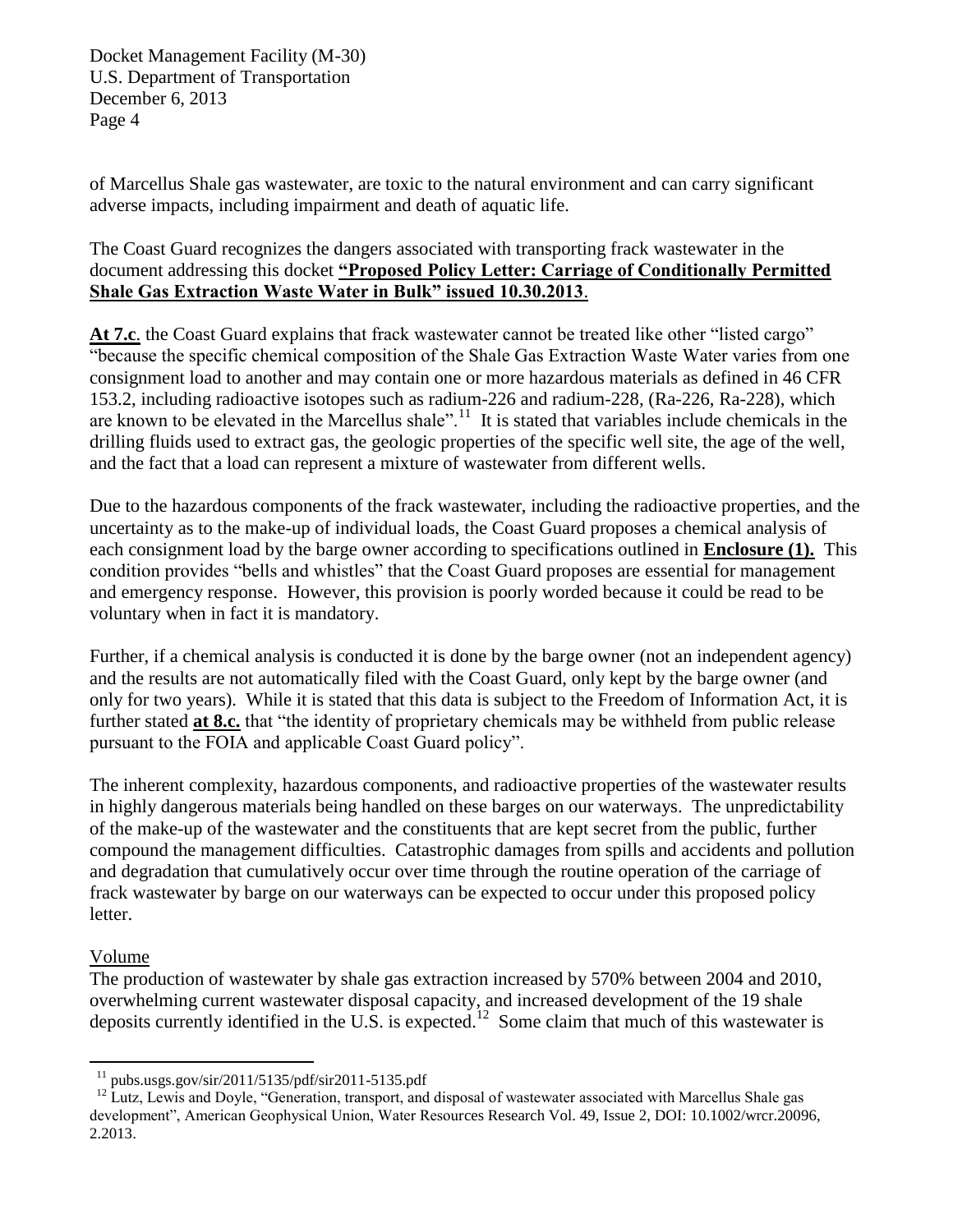of Marcellus Shale gas wastewater, are toxic to the natural environment and can carry significant adverse impacts, including impairment and death of aquatic life.

The Coast Guard recognizes the dangers associated with transporting frack wastewater in the document addressing this docket **"Proposed Policy Letter: Carriage of Conditionally Permitted Shale Gas Extraction Waste Water in Bulk" issued 10.30.2013**.

**At 7.c.** the Coast Guard explains that frack wastewater cannot be treated like other "listed cargo" "because the specific chemical composition of the Shale Gas Extraction Waste Water varies from one consignment load to another and may contain one or more hazardous materials as defined in 46 CFR 153.2, including radioactive isotopes such as radium-226 and radium-228, (Ra-226, Ra-228), which are known to be elevated in the Marcellus shale".[11] It is stated that variables include chemicals in the drilling fluids used to extract gas, the geologic properties of the specific well site, the age of the well, and the fact that a load can represent a mixture of wastewater from different wells.

Due to the hazardous components of the frack wastewater, including the radioactive properties, and the uncertainty as to the make-up of individual loads, the Coast Guard proposes a chemical analysis of each consignment load by the barge owner according to specifications outlined in **Enclosure (1).** This condition provides "bells and whistles" that the Coast Guard proposes are essential for management and emergency response. However, this provision is poorly worded because it could be read to be voluntary when in fact it is mandatory.

Further, if a chemical analysis is conducted it is done by the barge owner (not an independent agency) and the results are not automatically filed with the Coast Guard, only kept by the barge owner (and only for two years). While it is stated that this data is subject to the Freedom of Information Act, it is further stated **at 8.c.** that "the identity of proprietary chemicals may be withheld from public release pursuant to the FOIA and applicable Coast Guard policy".

The inherent complexity, hazardous components, and radioactive properties of the wastewater results in highly dangerous materials being handled on these barges on our waterways. The unpredictability of the make-up of the wastewater and the constituents that are kept secret from the public, further compound the management difficulties. Catastrophic damages from spills and accidents and pollution and degradation that cumulatively occur over time through the routine operation of the carriage of frack wastewater by barge on our waterways can be expected to occur under this proposed policy letter.

Volume

The production of wastewater by shale gas extraction increased by 570% between 2004 and 2010, overwhelming current wastewater disposal capacity, and increased development of the 19 shale deposits currently identified in the U.S. is expected.[12] Some claim that much of this wastewater is

---

[11] pubs.usgs.gov/sir/2011/5135/pdf/sir2011-5135.pdf

[12] Lutz, Lewis and Doyle, "Generation, transport, and disposal of wastewater associated with Marcellus Shale gas development", American Geophysical Union, Water Resources Research Vol. 49, Issue 2, DOI: 10.1002/wrcr.20096, 2.2013.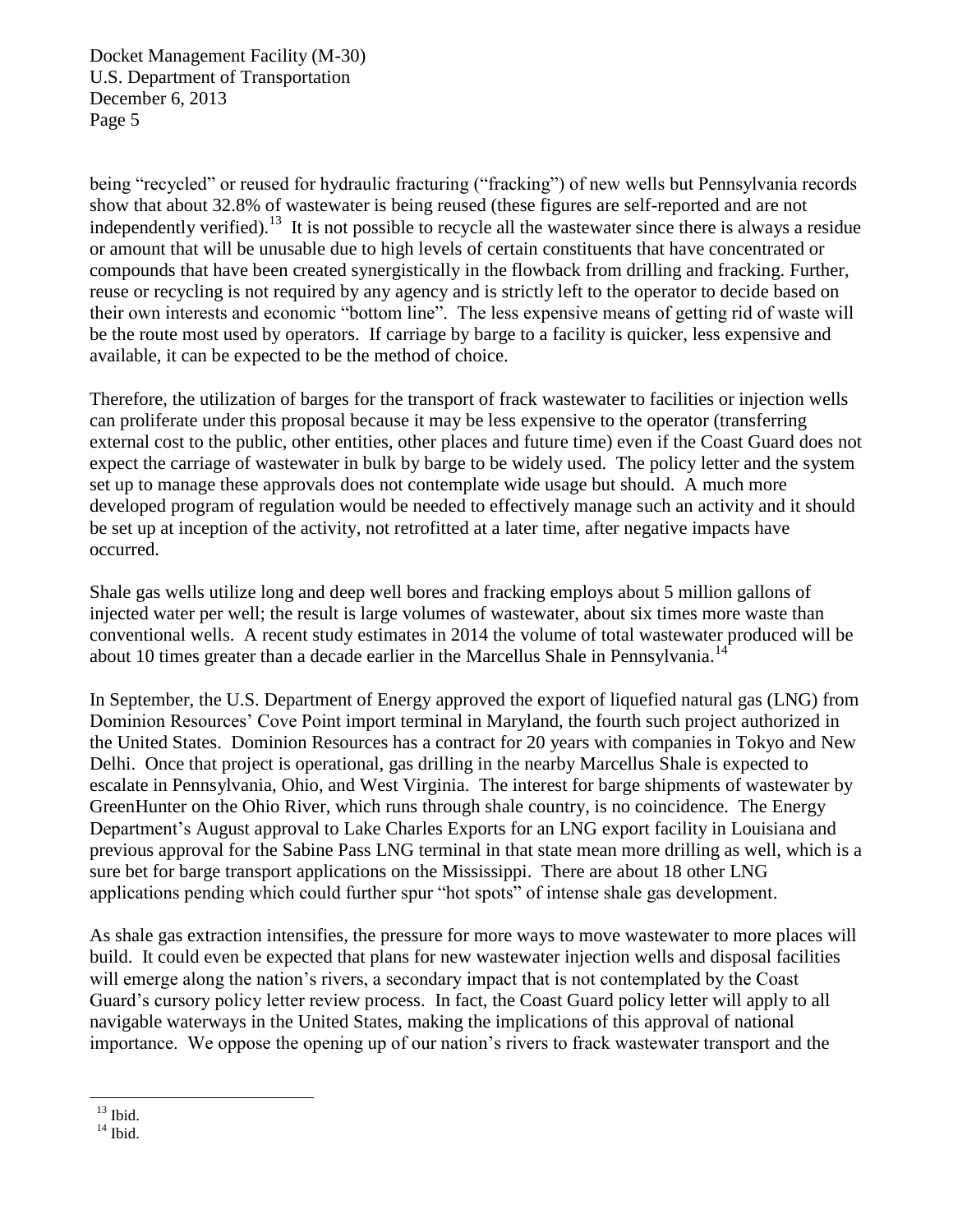being "recycled" or reused for hydraulic fracturing ("fracking") of new wells but Pennsylvania records show that about 32.8% of wastewater is being reused (these figures are self-reported and are not independently verified).[13] It is not possible to recycle all the wastewater since there is always a residue or amount that will be unusable due to high levels of certain constituents that have concentrated or compounds that have been created synergistically in the flowback from drilling and fracking. Further, reuse or recycling is not required by any agency and is strictly left to the operator to decide based on their own interests and economic "bottom line". The less expensive means of getting rid of waste will be the route most used by operators. If carriage by barge to a facility is quicker, less expensive and available, it can be expected to be the method of choice.

Therefore, the utilization of barges for the transport of frack wastewater to facilities or injection wells can proliferate under this proposal because it may be less expensive to the operator (transferring external cost to the public, other entities, other places and future time) even if the Coast Guard does not expect the carriage of wastewater in bulk by barge to be widely used. The policy letter and the system set up to manage these approvals does not contemplate wide usage but should. A much more developed program of regulation would be needed to effectively manage such an activity and it should be set up at inception of the activity, not retrofitted at a later time, after negative impacts have occurred.

Shale gas wells utilize long and deep well bores and fracking employs about 5 million gallons of injected water per well; the result is large volumes of wastewater, about six times more waste than conventional wells. A recent study estimates in 2014 the volume of total wastewater produced will be about 10 times greater than a decade earlier in the Marcellus Shale in Pennsylvania.[14]

In September, the U.S. Department of Energy approved the export of liquefied natural gas (LNG) from Dominion Resources' Cove Point import terminal in Maryland, the fourth such project authorized in the United States. Dominion Resources has a contract for 20 years with companies in Tokyo and New Delhi. Once that project is operational, gas drilling in the nearby Marcellus Shale is expected to escalate in Pennsylvania, Ohio, and West Virginia. The interest for barge shipments of wastewater by GreenHunter on the Ohio River, which runs through shale country, is no coincidence. The Energy Department's August approval to Lake Charles Exports for an LNG export facility in Louisiana and previous approval for the Sabine Pass LNG terminal in that state mean more drilling as well, which is a sure bet for barge transport applications on the Mississippi. There are about 18 other LNG applications pending which could further spur "hot spots" of intense shale gas development.

As shale gas extraction intensifies, the pressure for more ways to move wastewater to more places will build. It could even be expected that plans for new wastewater injection wells and disposal facilities will emerge along the nation's rivers, a secondary impact that is not contemplated by the Coast Guard's cursory policy letter review process. In fact, the Coast Guard policy letter will apply to all navigable waterways in the United States, making the implications of this approval of national importance. We oppose the opening up of our nation's rivers to frack wastewater transport and the

---

[13] Ibid.

[14] Ibid.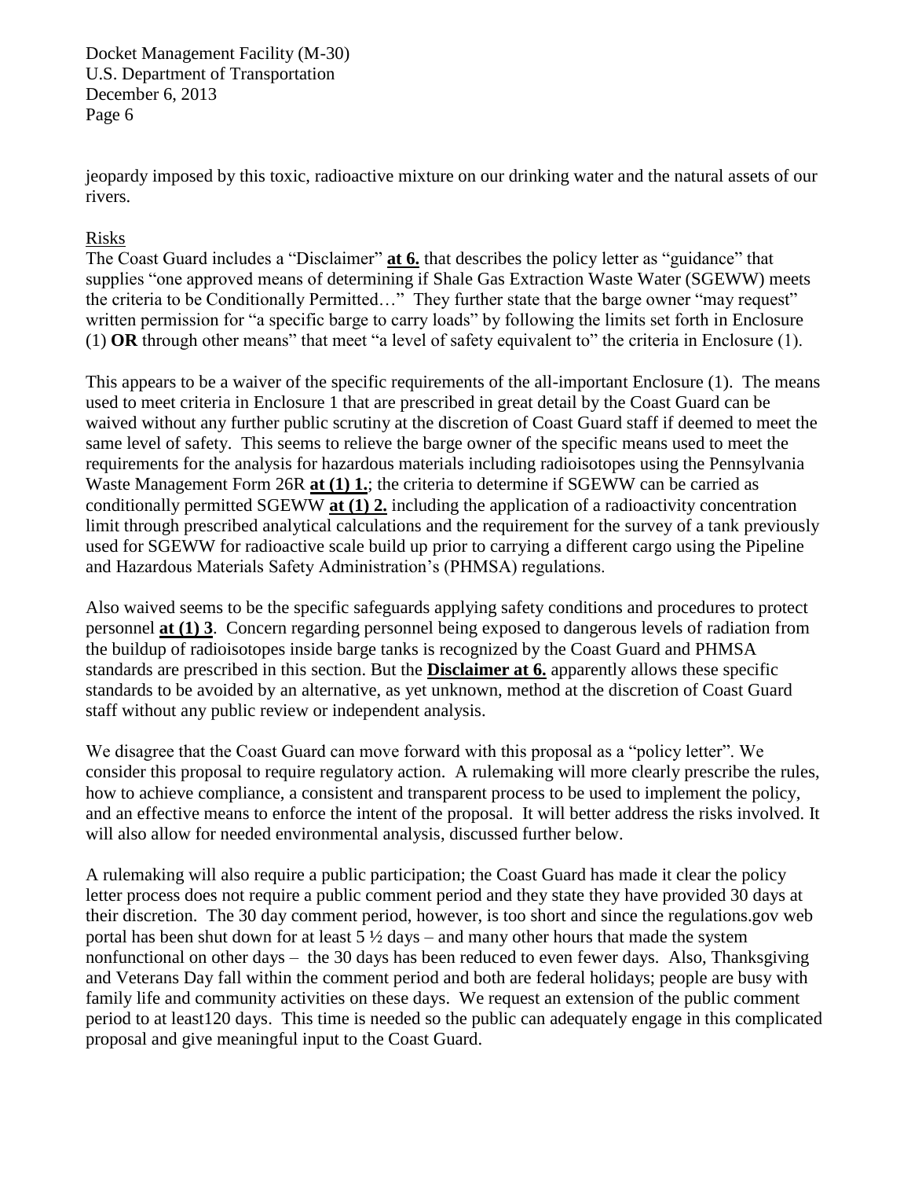jeopardy imposed by this toxic, radioactive mixture on our drinking water and the natural assets of our rivers.

Risks

The Coast Guard includes a "Disclaimer" **at 6.** that describes the policy letter as "guidance" that supplies "one approved means of determining if Shale Gas Extraction Waste Water (SGEWW) meets the criteria to be Conditionally Permitted…" They further state that the barge owner "may request" written permission for "a specific barge to carry loads" by following the limits set forth in Enclosure (1) **OR** through other means" that meet "a level of safety equivalent to" the criteria in Enclosure (1).

This appears to be a waiver of the specific requirements of the all-important Enclosure (1). The means used to meet criteria in Enclosure 1 that are prescribed in great detail by the Coast Guard can be waived without any further public scrutiny at the discretion of Coast Guard staff if deemed to meet the same level of safety. This seems to relieve the barge owner of the specific means used to meet the requirements for the analysis for hazardous materials including radioisotopes using the Pennsylvania Waste Management Form 26R **at (1) 1.**; the criteria to determine if SGEWW can be carried as conditionally permitted SGEWW **at (1) 2.** including the application of a radioactivity concentration limit through prescribed analytical calculations and the requirement for the survey of a tank previously used for SGEWW for radioactive scale build up prior to carrying a different cargo using the Pipeline and Hazardous Materials Safety Administration's (PHMSA) regulations.

Also waived seems to be the specific safeguards applying safety conditions and procedures to protect personnel **at (1) 3**. Concern regarding personnel being exposed to dangerous levels of radiation from the buildup of radioisotopes inside barge tanks is recognized by the Coast Guard and PHMSA standards are prescribed in this section. But the **Disclaimer at 6.** apparently allows these specific standards to be avoided by an alternative, as yet unknown, method at the discretion of Coast Guard staff without any public review or independent analysis.

We disagree that the Coast Guard can move forward with this proposal as a "policy letter". We consider this proposal to require regulatory action. A rulemaking will more clearly prescribe the rules, how to achieve compliance, a consistent and transparent process to be used to implement the policy, and an effective means to enforce the intent of the proposal. It will better address the risks involved. It will also allow for needed environmental analysis, discussed further below.

A rulemaking will also require a public participation; the Coast Guard has made it clear the policy letter process does not require a public comment period and they state they have provided 30 days at their discretion. The 30 day comment period, however, is too short and since the regulations.gov web portal has been shut down for at least 5 ½ days – and many other hours that made the system nonfunctional on other days – the 30 days has been reduced to even fewer days. Also, Thanksgiving and Veterans Day fall within the comment period and both are federal holidays; people are busy with family life and community activities on these days. We request an extension of the public comment period to at least120 days. This time is needed so the public can adequately engage in this complicated proposal and give meaningful input to the Coast Guard.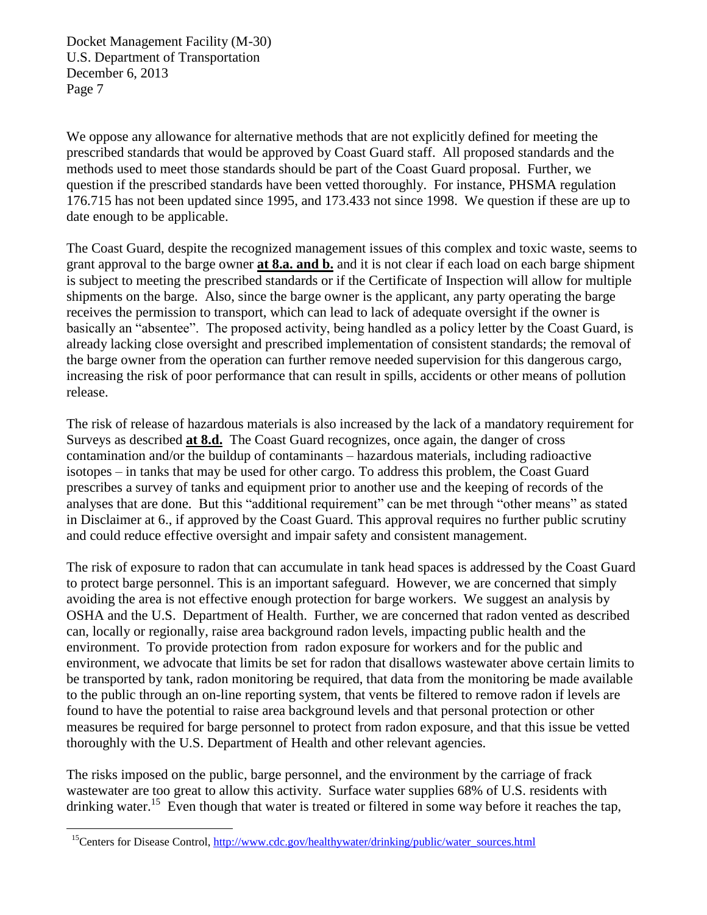We oppose any allowance for alternative methods that are not explicitly defined for meeting the prescribed standards that would be approved by Coast Guard staff. All proposed standards and the methods used to meet those standards should be part of the Coast Guard proposal. Further, we question if the prescribed standards have been vetted thoroughly. For instance, PHSMA regulation 176.715 has not been updated since 1995, and 173.433 not since 1998. We question if these are up to date enough to be applicable.

The Coast Guard, despite the recognized management issues of this complex and toxic waste, seems to grant approval to the barge owner **at 8.a. and b.** and it is not clear if each load on each barge shipment is subject to meeting the prescribed standards or if the Certificate of Inspection will allow for multiple shipments on the barge. Also, since the barge owner is the applicant, any party operating the barge receives the permission to transport, which can lead to lack of adequate oversight if the owner is basically an "absentee". The proposed activity, being handled as a policy letter by the Coast Guard, is already lacking close oversight and prescribed implementation of consistent standards; the removal of the barge owner from the operation can further remove needed supervision for this dangerous cargo, increasing the risk of poor performance that can result in spills, accidents or other means of pollution release.

The risk of release of hazardous materials is also increased by the lack of a mandatory requirement for Surveys as described **at 8.d.** The Coast Guard recognizes, once again, the danger of cross contamination and/or the buildup of contaminants – hazardous materials, including radioactive isotopes – in tanks that may be used for other cargo. To address this problem, the Coast Guard prescribes a survey of tanks and equipment prior to another use and the keeping of records of the analyses that are done. But this "additional requirement" can be met through "other means" as stated in Disclaimer at 6., if approved by the Coast Guard. This approval requires no further public scrutiny and could reduce effective oversight and impair safety and consistent management.

The risk of exposure to radon that can accumulate in tank head spaces is addressed by the Coast Guard to protect barge personnel. This is an important safeguard. However, we are concerned that simply avoiding the area is not effective enough protection for barge workers. We suggest an analysis by OSHA and the U.S. Department of Health. Further, we are concerned that radon vented as described can, locally or regionally, raise area background radon levels, impacting public health and the environment. To provide protection from radon exposure for workers and for the public and environment, we advocate that limits be set for radon that disallows wastewater above certain limits to be transported by tank, radon monitoring be required, that data from the monitoring be made available to the public through an on-line reporting system, that vents be filtered to remove radon if levels are found to have the potential to raise area background levels and that personal protection or other measures be required for barge personnel to protect from radon exposure, and that this issue be vetted thoroughly with the U.S. Department of Health and other relevant agencies.

The risks imposed on the public, barge personnel, and the environment by the carriage of frack wastewater are too great to allow this activity. Surface water supplies 68% of U.S. residents with drinking water.[15] Even though that water is treated or filtered in some way before it reaches the tap,

[15] Centers for Disease Control, http://www.cdc.gov/healthywater/drinking/public/water_sources.html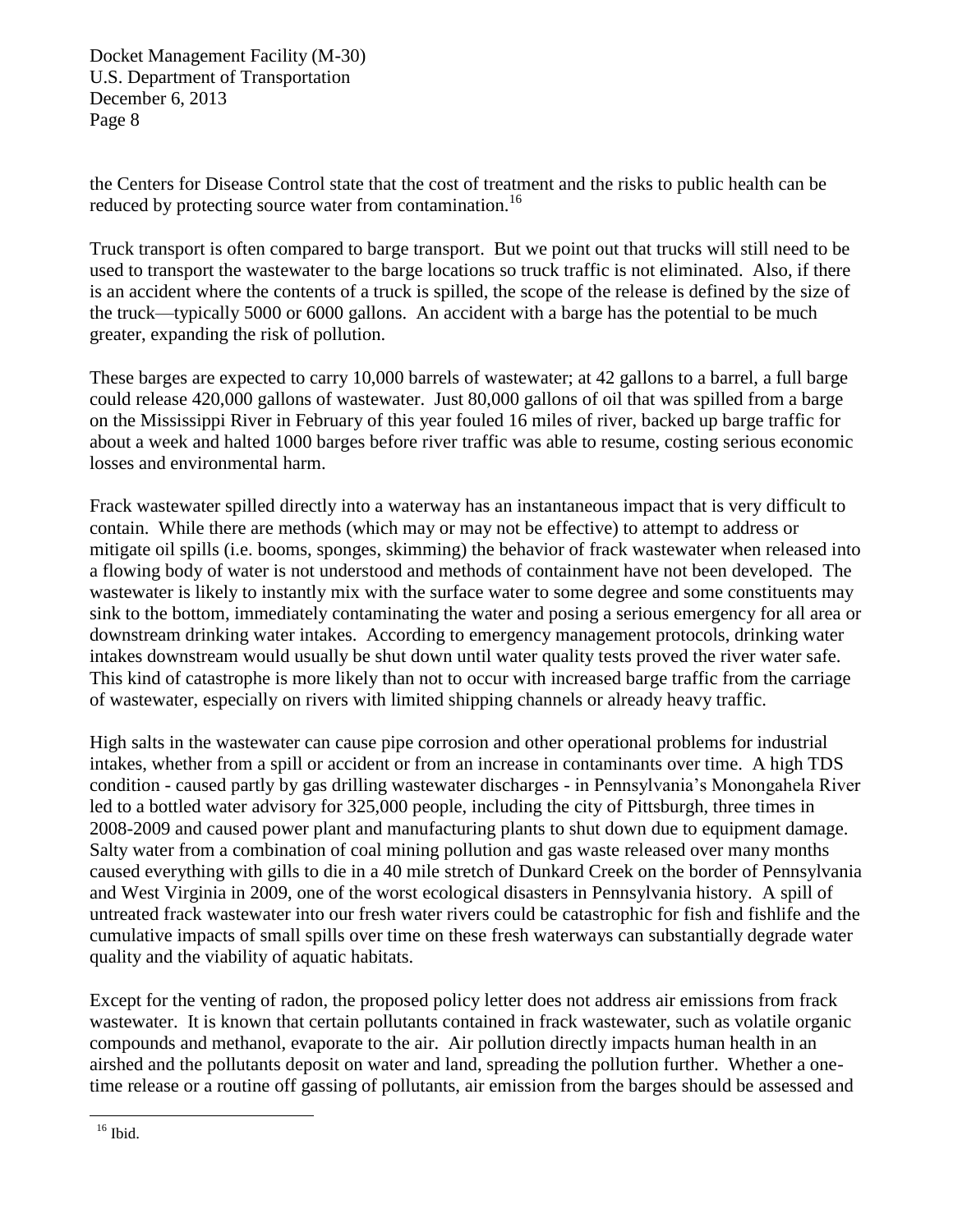the Centers for Disease Control state that the cost of treatment and the risks to public health can be reduced by protecting source water from contamination.[16]

Truck transport is often compared to barge transport. But we point out that trucks will still need to be used to transport the wastewater to the barge locations so truck traffic is not eliminated. Also, if there is an accident where the contents of a truck is spilled, the scope of the release is defined by the size of the truck—typically 5000 or 6000 gallons. An accident with a barge has the potential to be much greater, expanding the risk of pollution.

These barges are expected to carry 10,000 barrels of wastewater; at 42 gallons to a barrel, a full barge could release 420,000 gallons of wastewater. Just 80,000 gallons of oil that was spilled from a barge on the Mississippi River in February of this year fouled 16 miles of river, backed up barge traffic for about a week and halted 1000 barges before river traffic was able to resume, costing serious economic losses and environmental harm.

Frack wastewater spilled directly into a waterway has an instantaneous impact that is very difficult to contain. While there are methods (which may or may not be effective) to attempt to address or mitigate oil spills (i.e. booms, sponges, skimming) the behavior of frack wastewater when released into a flowing body of water is not understood and methods of containment have not been developed. The wastewater is likely to instantly mix with the surface water to some degree and some constituents may sink to the bottom, immediately contaminating the water and posing a serious emergency for all area or downstream drinking water intakes. According to emergency management protocols, drinking water intakes downstream would usually be shut down until water quality tests proved the river water safe. This kind of catastrophe is more likely than not to occur with increased barge traffic from the carriage of wastewater, especially on rivers with limited shipping channels or already heavy traffic.

High salts in the wastewater can cause pipe corrosion and other operational problems for industrial intakes, whether from a spill or accident or from an increase in contaminants over time. A high TDS condition - caused partly by gas drilling wastewater discharges - in Pennsylvania's Monongahela River led to a bottled water advisory for 325,000 people, including the city of Pittsburgh, three times in 2008-2009 and caused power plant and manufacturing plants to shut down due to equipment damage. Salty water from a combination of coal mining pollution and gas waste released over many months caused everything with gills to die in a 40 mile stretch of Dunkard Creek on the border of Pennsylvania and West Virginia in 2009, one of the worst ecological disasters in Pennsylvania history. A spill of untreated frack wastewater into our fresh water rivers could be catastrophic for fish and fishlife and the cumulative impacts of small spills over time on these fresh waterways can substantially degrade water quality and the viability of aquatic habitats.

Except for the venting of radon, the proposed policy letter does not address air emissions from frack wastewater. It is known that certain pollutants contained in frack wastewater, such as volatile organic compounds and methanol, evaporate to the air. Air pollution directly impacts human health in an airshed and the pollutants deposit on water and land, spreading the pollution further. Whether a one-time release or a routine off gassing of pollutants, air emission from the barges should be assessed and

[16] Ibid.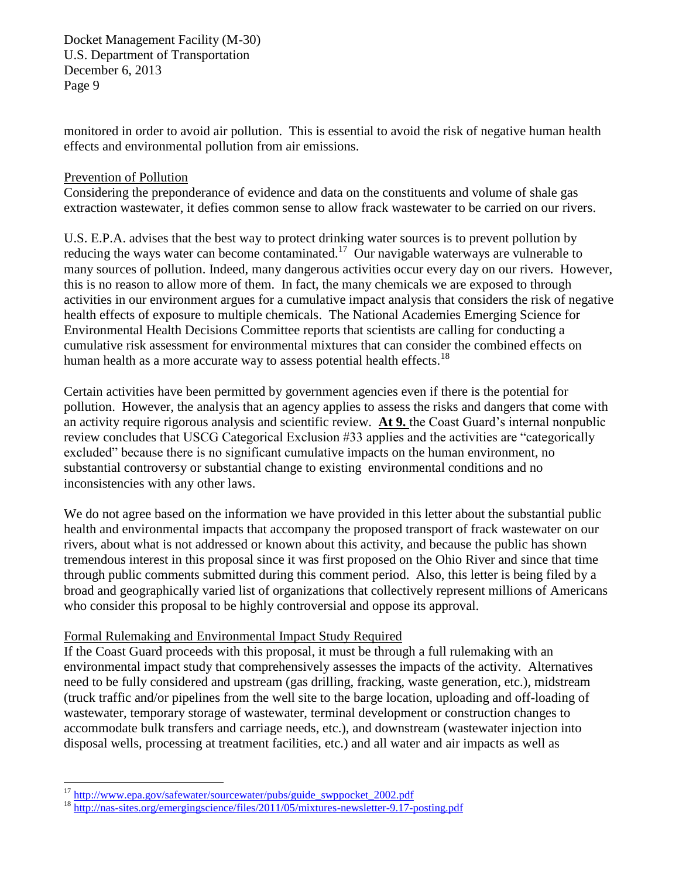monitored in order to avoid air pollution. This is essential to avoid the risk of negative human health effects and environmental pollution from air emissions.

Prevention of Pollution

Considering the preponderance of evidence and data on the constituents and volume of shale gas extraction wastewater, it defies common sense to allow frack wastewater to be carried on our rivers.

U.S. E.P.A. advises that the best way to protect drinking water sources is to prevent pollution by reducing the ways water can become contaminated.[17] Our navigable waterways are vulnerable to many sources of pollution. Indeed, many dangerous activities occur every day on our rivers. However, this is no reason to allow more of them. In fact, the many chemicals we are exposed to through activities in our environment argues for a cumulative impact analysis that considers the risk of negative health effects of exposure to multiple chemicals. The National Academies Emerging Science for Environmental Health Decisions Committee reports that scientists are calling for conducting a cumulative risk assessment for environmental mixtures that can consider the combined effects on human health as a more accurate way to assess potential health effects.[18]

Certain activities have been permitted by government agencies even if there is the potential for pollution. However, the analysis that an agency applies to assess the risks and dangers that come with an activity require rigorous analysis and scientific review. **At 9.** the Coast Guard's internal nonpublic review concludes that USCG Categorical Exclusion #33 applies and the activities are "categorically excluded" because there is no significant cumulative impacts on the human environment, no substantial controversy or substantial change to existing environmental conditions and no inconsistencies with any other laws.

We do not agree based on the information we have provided in this letter about the substantial public health and environmental impacts that accompany the proposed transport of frack wastewater on our rivers, about what is not addressed or known about this activity, and because the public has shown tremendous interest in this proposal since it was first proposed on the Ohio River and since that time through public comments submitted during this comment period. Also, this letter is being filed by a broad and geographically varied list of organizations that collectively represent millions of Americans who consider this proposal to be highly controversial and oppose its approval.

Formal Rulemaking and Environmental Impact Study Required

If the Coast Guard proceeds with this proposal, it must be through a full rulemaking with an environmental impact study that comprehensively assesses the impacts of the activity. Alternatives need to be fully considered and upstream (gas drilling, fracking, waste generation, etc.), midstream (truck traffic and/or pipelines from the well site to the barge location, uploading and off-loading of wastewater, temporary storage of wastewater, terminal development or construction changes to accommodate bulk transfers and carriage needs, etc.), and downstream (wastewater injection into disposal wells, processing at treatment facilities, etc.) and all water and air impacts as well as

[17] http://www.epa.gov/safewater/sourcewater/pubs/guide_swppocket_2002.pdf

[18] http://nas-sites.org/emergingscience/files/2011/05/mixtures-newsletter-9.17-posting.pdf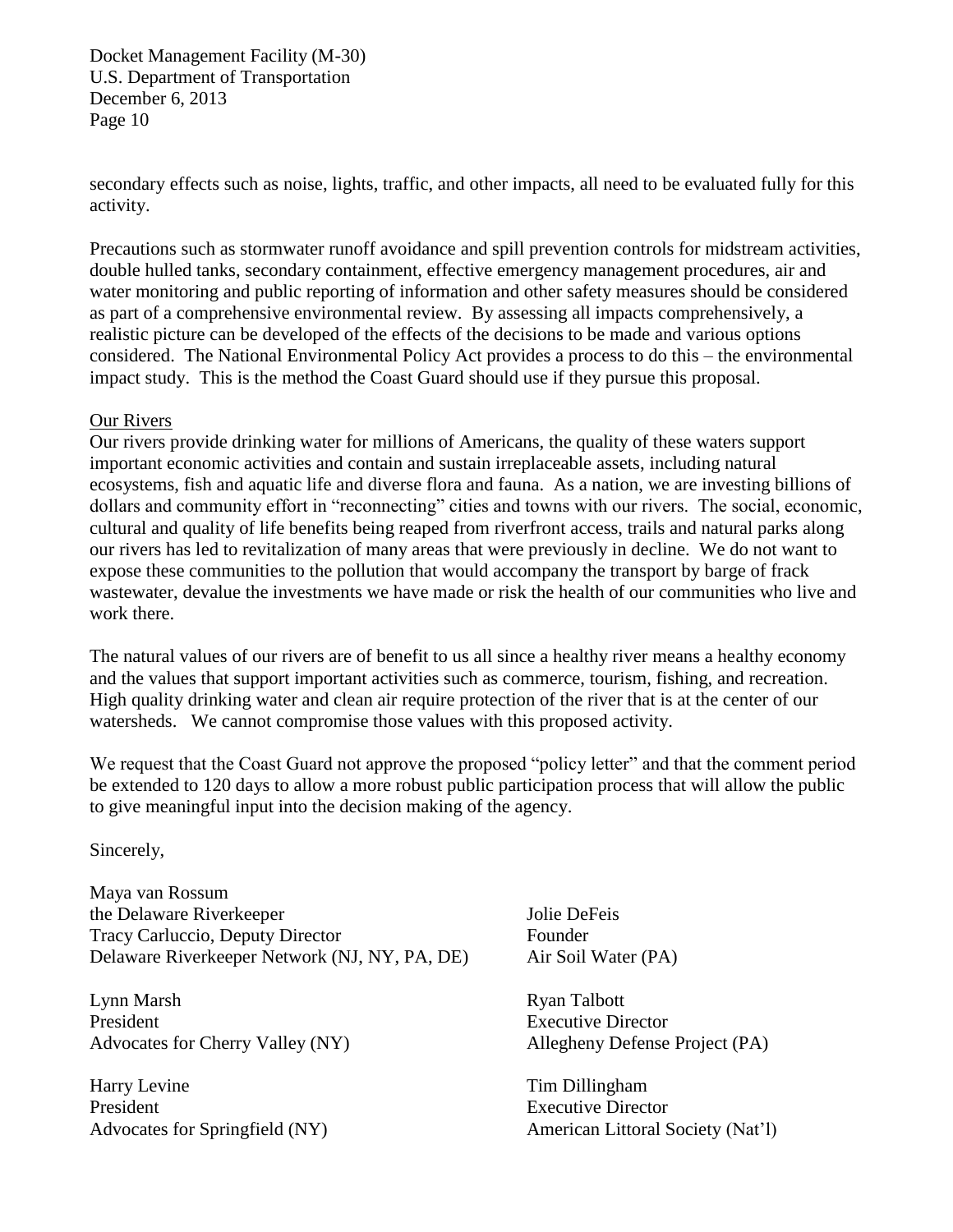secondary effects such as noise, lights, traffic, and other impacts, all need to be evaluated fully for this activity.

Precautions such as stormwater runoff avoidance and spill prevention controls for midstream activities, double hulled tanks, secondary containment, effective emergency management procedures, air and water monitoring and public reporting of information and other safety measures should be considered as part of a comprehensive environmental review. By assessing all impacts comprehensively, a realistic picture can be developed of the effects of the decisions to be made and various options considered. The National Environmental Policy Act provides a process to do this – the environmental impact study. This is the method the Coast Guard should use if they pursue this proposal.

Our Rivers

Our rivers provide drinking water for millions of Americans, the quality of these waters support important economic activities and contain and sustain irreplaceable assets, including natural ecosystems, fish and aquatic life and diverse flora and fauna. As a nation, we are investing billions of dollars and community effort in "reconnecting" cities and towns with our rivers. The social, economic, cultural and quality of life benefits being reaped from riverfront access, trails and natural parks along our rivers has led to revitalization of many areas that were previously in decline. We do not want to expose these communities to the pollution that would accompany the transport by barge of frack wastewater, devalue the investments we have made or risk the health of our communities who live and work there.

The natural values of our rivers are of benefit to us all since a healthy river means a healthy economy and the values that support important activities such as commerce, tourism, fishing, and recreation. High quality drinking water and clean air require protection of the river that is at the center of our watersheds. We cannot compromise those values with this proposed activity.

We request that the Coast Guard not approve the proposed "policy letter" and that the comment period be extended to 120 days to allow a more robust public participation process that will allow the public to give meaningful input into the decision making of the agency.

Sincerely,

Maya van Rossum
the Delaware Riverkeeper
Tracy Carluccio, Deputy Director
Delaware Riverkeeper Network (NJ, NY, PA, DE)

Jolie DeFeis
Founder
Air Soil Water (PA)

Lynn Marsh
President
Advocates for Cherry Valley (NY)

Ryan Talbott
Executive Director
Allegheny Defense Project (PA)

Harry Levine
President
Advocates for Springfield (NY)

Tim Dillingham
Executive Director
American Littoral Society (Nat'l)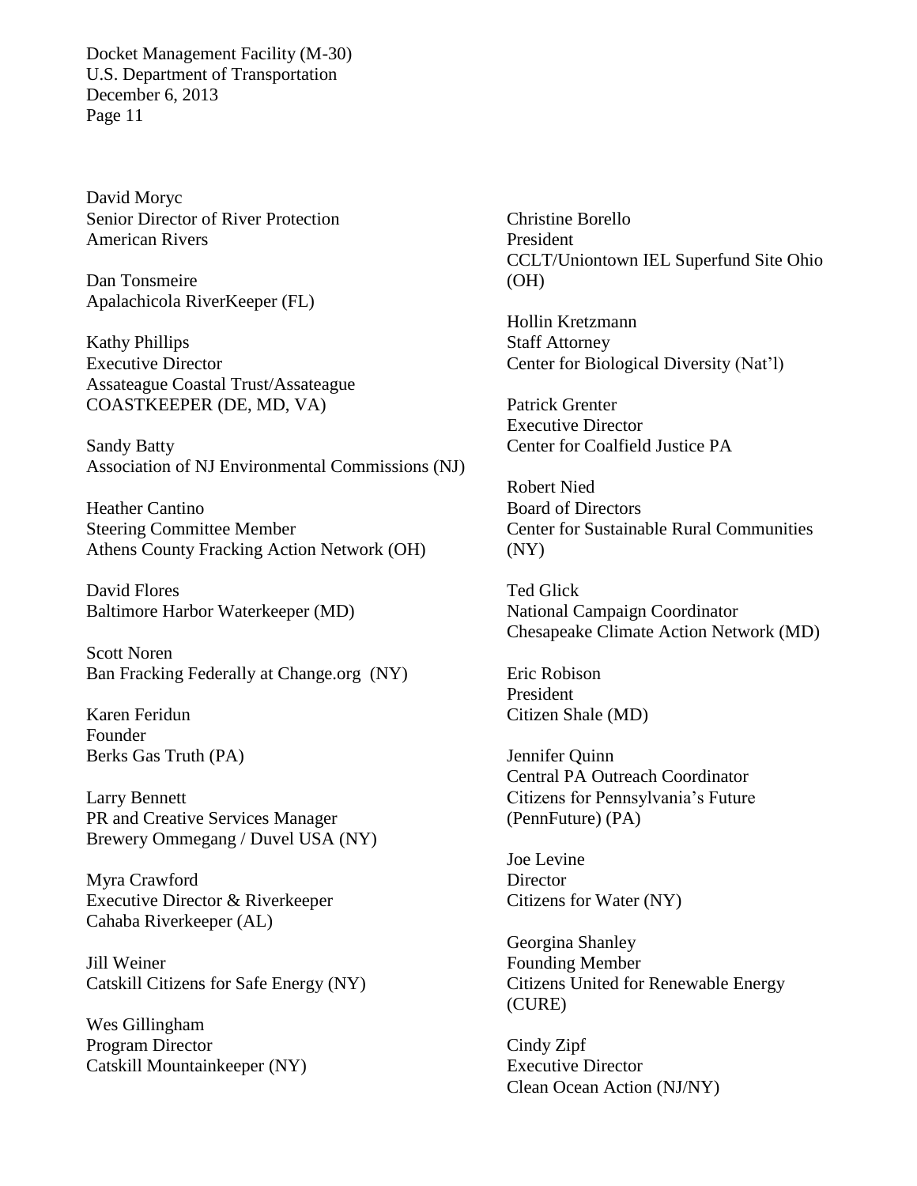David Moryc
Senior Director of River Protection
American Rivers

Dan Tonsmeire
Apalachicola RiverKeeper (FL)

Kathy Phillips
Executive Director
Assateague Coastal Trust/Assateague COASTKEEPER (DE, MD, VA)

Sandy Batty
Association of NJ Environmental Commissions (NJ)

Heather Cantino
Steering Committee Member
Athens County Fracking Action Network (OH)

David Flores
Baltimore Harbor Waterkeeper (MD)

Scott Noren
Ban Fracking Federally at Change.org (NY)

Karen Feridun
Founder
Berks Gas Truth (PA)

Larry Bennett
PR and Creative Services Manager
Brewery Ommegang / Duvel USA (NY)

Myra Crawford
Executive Director & Riverkeeper
Cahaba Riverkeeper (AL)

Jill Weiner
Catskill Citizens for Safe Energy (NY)

Wes Gillingham
Program Director
Catskill Mountainkeeper (NY)

Christine Borello
President
CCLT/Uniontown IEL Superfund Site Ohio (OH)

Hollin Kretzmann
Staff Attorney
Center for Biological Diversity (Nat'l)

Patrick Grenter
Executive Director
Center for Coalfield Justice PA

Robert Nied
Board of Directors
Center for Sustainable Rural Communities (NY)

Ted Glick
National Campaign Coordinator
Chesapeake Climate Action Network (MD)

Eric Robison
President
Citizen Shale (MD)

Jennifer Quinn
Central PA Outreach Coordinator
Citizens for Pennsylvania's Future (PennFuture) (PA)

Joe Levine
Director
Citizens for Water (NY)

Georgina Shanley
Founding Member
Citizens United for Renewable Energy (CURE)

Cindy Zipf
Executive Director
Clean Ocean Action (NJ/NY)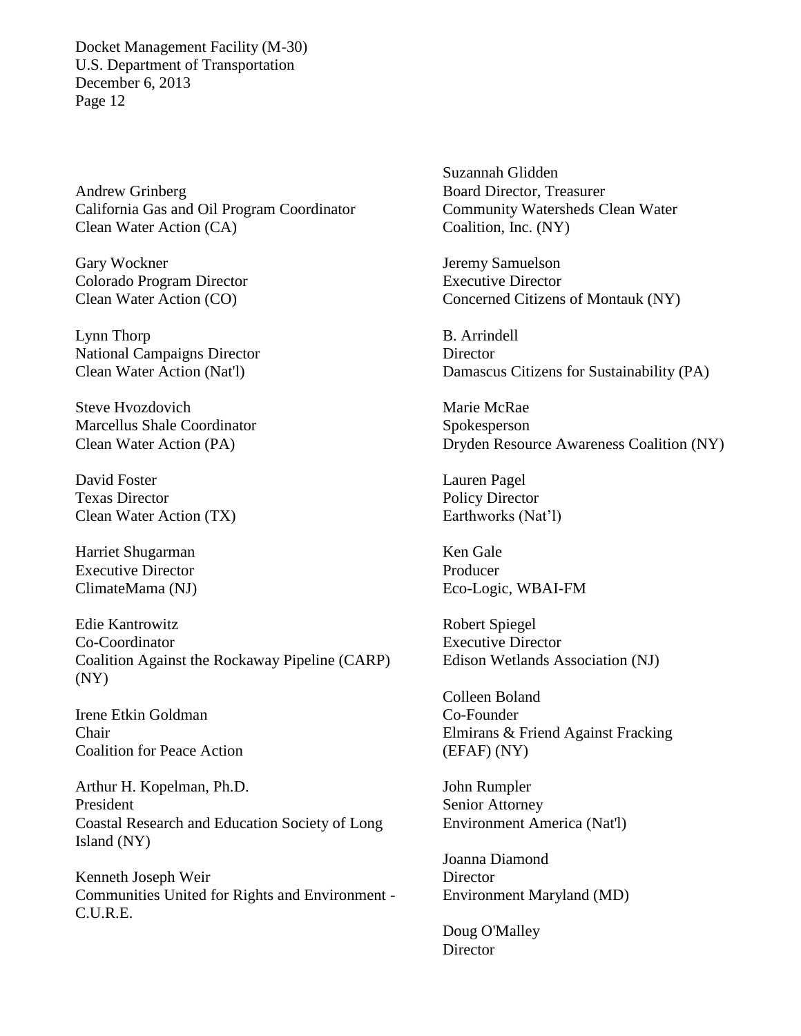Andrew Grinberg
California Gas and Oil Program Coordinator
Clean Water Action (CA)

Gary Wockner
Colorado Program Director
Clean Water Action (CO)

Lynn Thorp
National Campaigns Director
Clean Water Action (Nat'l)

Steve Hvozdovich
Marcellus Shale Coordinator
Clean Water Action (PA)

David Foster
Texas Director
Clean Water Action (TX)

Harriet Shugarman
Executive Director
ClimateMama (NJ)

Edie Kantrowitz
Co-Coordinator
Coalition Against the Rockaway Pipeline (CARP) (NY)

Irene Etkin Goldman
Chair
Coalition for Peace Action

Arthur H. Kopelman, Ph.D.
President
Coastal Research and Education Society of Long Island (NY)

Kenneth Joseph Weir
Communities United for Rights and Environment - C.U.R.E.

Suzannah Glidden
Board Director, Treasurer
Community Watersheds Clean Water Coalition, Inc. (NY)

Jeremy Samuelson
Executive Director
Concerned Citizens of Montauk (NY)

B. Arrindell
Director
Damascus Citizens for Sustainability (PA)

Marie McRae
Spokesperson
Dryden Resource Awareness Coalition (NY)

Lauren Pagel
Policy Director
Earthworks (Nat'l)

Ken Gale
Producer
Eco-Logic, WBAI-FM

Robert Spiegel
Executive Director
Edison Wetlands Association (NJ)

Colleen Boland
Co-Founder
Elmirans & Friend Against Fracking (EFAF) (NY)

John Rumpler
Senior Attorney
Environment America (Nat'l)

Joanna Diamond
Director
Environment Maryland (MD)

Doug O'Malley
Director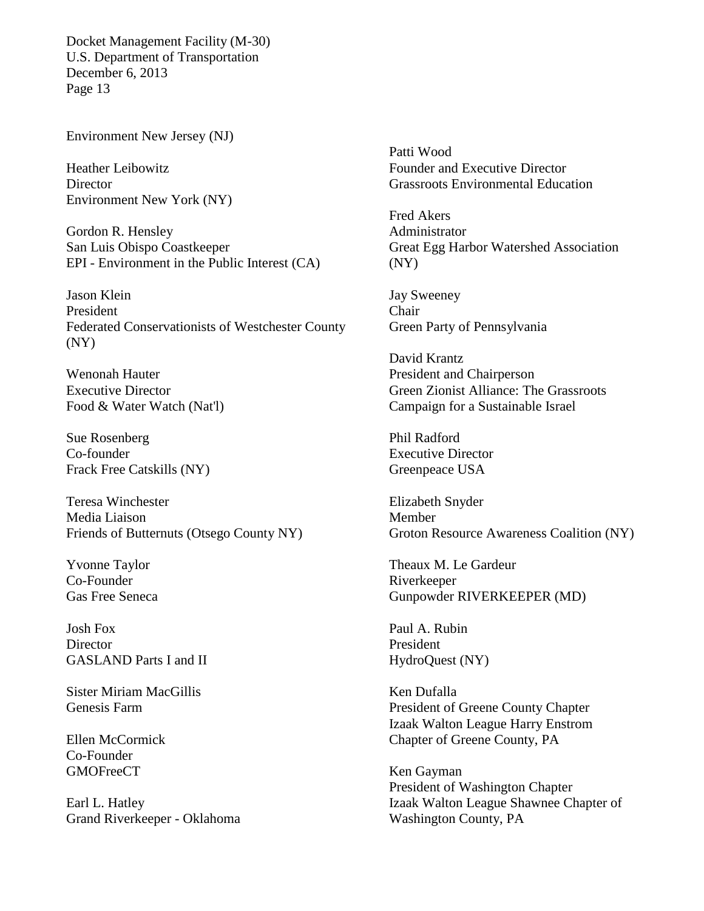Environment New Jersey (NJ)

Heather Leibowitz
Director
Environment New York (NY)

Gordon R. Hensley
San Luis Obispo Coastkeeper
EPI - Environment in the Public Interest (CA)

Jason Klein
President
Federated Conservationists of Westchester County (NY)

Wenonah Hauter
Executive Director
Food & Water Watch (Nat'l)

Sue Rosenberg
Co-founder
Frack Free Catskills (NY)

Teresa Winchester
Media Liaison
Friends of Butternuts (Otsego County NY)

Yvonne Taylor
Co-Founder
Gas Free Seneca

Josh Fox
Director
GASLAND Parts I and II

Sister Miriam MacGillis
Genesis Farm

Ellen McCormick
Co-Founder
GMOFreeCT

Earl L. Hatley
Grand Riverkeeper - Oklahoma

Patti Wood
Founder and Executive Director
Grassroots Environmental Education

Fred Akers
Administrator
Great Egg Harbor Watershed Association (NY)

Jay Sweeney
Chair
Green Party of Pennsylvania

David Krantz
President and Chairperson
Green Zionist Alliance: The Grassroots Campaign for a Sustainable Israel

Phil Radford
Executive Director
Greenpeace USA

Elizabeth Snyder
Member
Groton Resource Awareness Coalition (NY)

Theaux M. Le Gardeur
Riverkeeper
Gunpowder RIVERKEEPER (MD)

Paul A. Rubin
President
HydroQuest (NY)

Ken Dufalla
President of Greene County Chapter
Izaak Walton League Harry Enstrom Chapter of Greene County, PA

Ken Gayman
President of Washington Chapter
Izaak Walton League Shawnee Chapter of Washington County, PA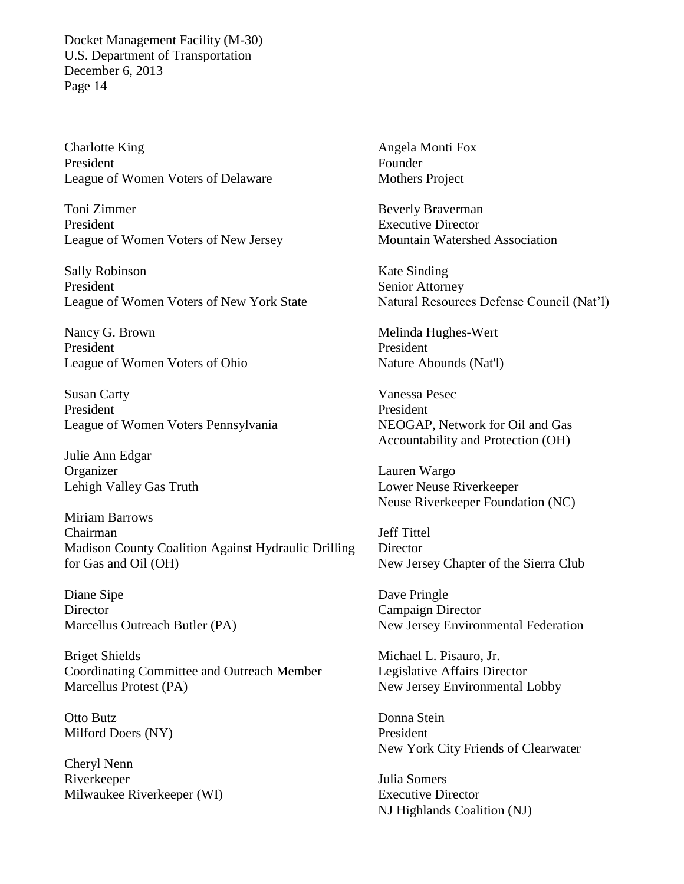Charlotte King
President
League of Women Voters of Delaware

Toni Zimmer
President
League of Women Voters of New Jersey

Sally Robinson
President
League of Women Voters of New York State

Nancy G. Brown
President
League of Women Voters of Ohio

Susan Carty
President
League of Women Voters Pennsylvania

Julie Ann Edgar
Organizer
Lehigh Valley Gas Truth

Miriam Barrows
Chairman
Madison County Coalition Against Hydraulic Drilling for Gas and Oil (OH)

Diane Sipe
Director
Marcellus Outreach Butler (PA)

Briget Shields
Coordinating Committee and Outreach Member
Marcellus Protest (PA)

Otto Butz
Milford Doers (NY)

Cheryl Nenn
Riverkeeper
Milwaukee Riverkeeper (WI)

Angela Monti Fox
Founder
Mothers Project

Beverly Braverman
Executive Director
Mountain Watershed Association

Kate Sinding
Senior Attorney
Natural Resources Defense Council (Nat'l)

Melinda Hughes-Wert
President
Nature Abounds (Nat'l)

Vanessa Pesec
President
NEOGAP, Network for Oil and Gas Accountability and Protection (OH)

Lauren Wargo
Lower Neuse Riverkeeper
Neuse Riverkeeper Foundation (NC)

Jeff Tittel
Director
New Jersey Chapter of the Sierra Club

Dave Pringle
Campaign Director
New Jersey Environmental Federation

Michael L. Pisauro, Jr.
Legislative Affairs Director
New Jersey Environmental Lobby

Donna Stein
President
New York City Friends of Clearwater

Julia Somers
Executive Director
NJ Highlands Coalition (NJ)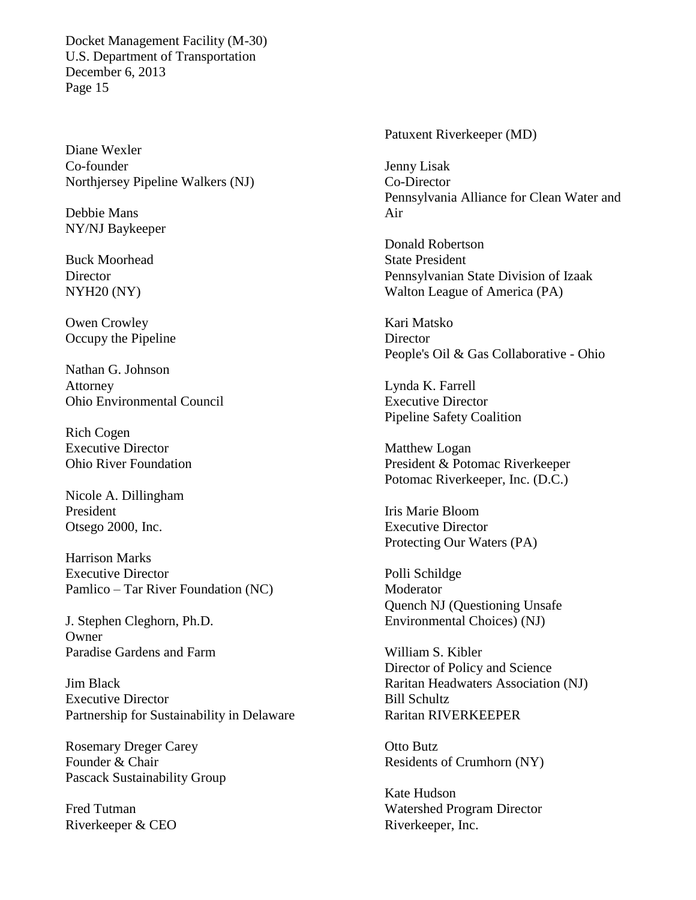Diane Wexler
Co-founder
Northjersey Pipeline Walkers (NJ)

Debbie Mans
NY/NJ Baykeeper

Buck Moorhead
Director
NYH20 (NY)

Owen Crowley
Occupy the Pipeline

Nathan G. Johnson
Attorney
Ohio Environmental Council

Rich Cogen
Executive Director
Ohio River Foundation

Nicole A. Dillingham
President
Otsego 2000, Inc.

Harrison Marks
Executive Director
Pamlico – Tar River Foundation (NC)

J. Stephen Cleghorn, Ph.D.
Owner
Paradise Gardens and Farm

Jim Black
Executive Director
Partnership for Sustainability in Delaware

Rosemary Dreger Carey
Founder & Chair
Pascack Sustainability Group

Fred Tutman
Riverkeeper & CEO
Patuxent Riverkeeper (MD)

Jenny Lisak
Co-Director
Pennsylvania Alliance for Clean Water and Air

Donald Robertson
State President
Pennsylvanian State Division of Izaak Walton League of America (PA)

Kari Matsko
Director
People's Oil & Gas Collaborative - Ohio

Lynda K. Farrell
Executive Director
Pipeline Safety Coalition

Matthew Logan
President & Potomac Riverkeeper
Potomac Riverkeeper, Inc. (D.C.)

Iris Marie Bloom
Executive Director
Protecting Our Waters (PA)

Polli Schildge
Moderator
Quench NJ (Questioning Unsafe Environmental Choices) (NJ)

William S. Kibler
Director of Policy and Science
Raritan Headwaters Association (NJ)

Bill Schultz
Raritan RIVERKEEPER

Otto Butz
Residents of Crumhorn (NY)

Kate Hudson
Watershed Program Director
Riverkeeper, Inc.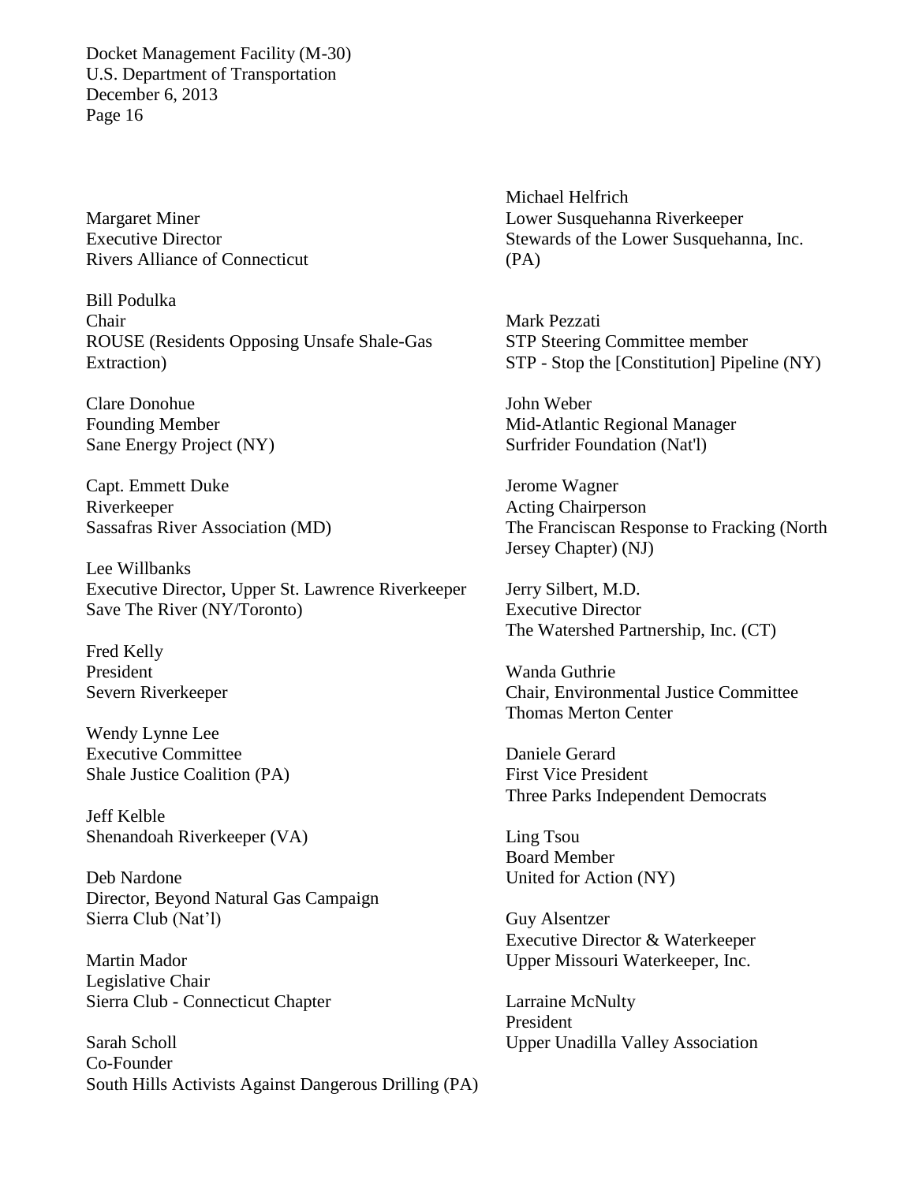Margaret Miner
Executive Director
Rivers Alliance of Connecticut

Bill Podulka
Chair
ROUSE (Residents Opposing Unsafe Shale-Gas Extraction)

Clare Donohue
Founding Member
Sane Energy Project (NY)

Capt. Emmett Duke
Riverkeeper
Sassafras River Association (MD)

Lee Willbanks
Executive Director, Upper St. Lawrence Riverkeeper
Save The River (NY/Toronto)

Fred Kelly
President
Severn Riverkeeper

Wendy Lynne Lee
Executive Committee
Shale Justice Coalition (PA)

Jeff Kelble
Shenandoah Riverkeeper (VA)

Deb Nardone
Director, Beyond Natural Gas Campaign
Sierra Club (Nat'l)

Martin Mador
Legislative Chair
Sierra Club - Connecticut Chapter

Sarah Scholl
Co-Founder
South Hills Activists Against Dangerous Drilling (PA)

Michael Helfrich
Lower Susquehanna Riverkeeper
Stewards of the Lower Susquehanna, Inc. (PA)

Mark Pezzati
STP Steering Committee member
STP - Stop the [Constitution] Pipeline (NY)

John Weber
Mid-Atlantic Regional Manager
Surfrider Foundation (Nat'l)

Jerome Wagner
Acting Chairperson
The Franciscan Response to Fracking (North Jersey Chapter) (NJ)

Jerry Silbert, M.D.
Executive Director
The Watershed Partnership, Inc. (CT)

Wanda Guthrie
Chair, Environmental Justice Committee
Thomas Merton Center

Daniele Gerard
First Vice President
Three Parks Independent Democrats

Ling Tsou
Board Member
United for Action (NY)

Guy Alsentzer
Executive Director & Waterkeeper
Upper Missouri Waterkeeper, Inc.

Larraine McNulty
President
Upper Unadilla Valley Association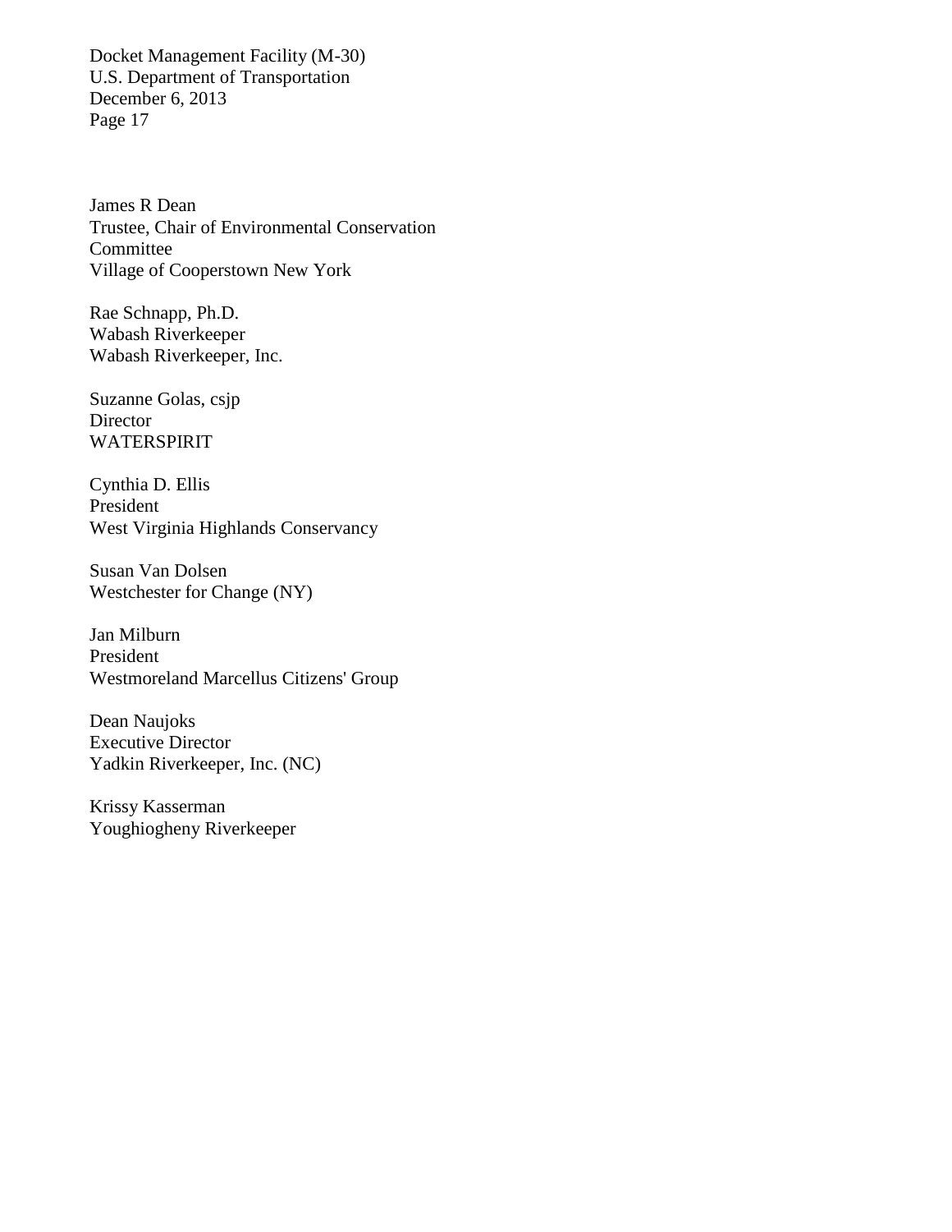James R Dean
Trustee, Chair of Environmental Conservation Committee
Village of Cooperstown New York

Rae Schnapp, Ph.D.
Wabash Riverkeeper
Wabash Riverkeeper, Inc.

Suzanne Golas, csjp
Director
WATERSPIRIT

Cynthia D. Ellis
President
West Virginia Highlands Conservancy

Susan Van Dolsen
Westchester for Change (NY)

Jan Milburn
President
Westmoreland Marcellus Citizens' Group

Dean Naujoks
Executive Director
Yadkin Riverkeeper, Inc. (NC)

Krissy Kasserman
Youghiogheny Riverkeeper